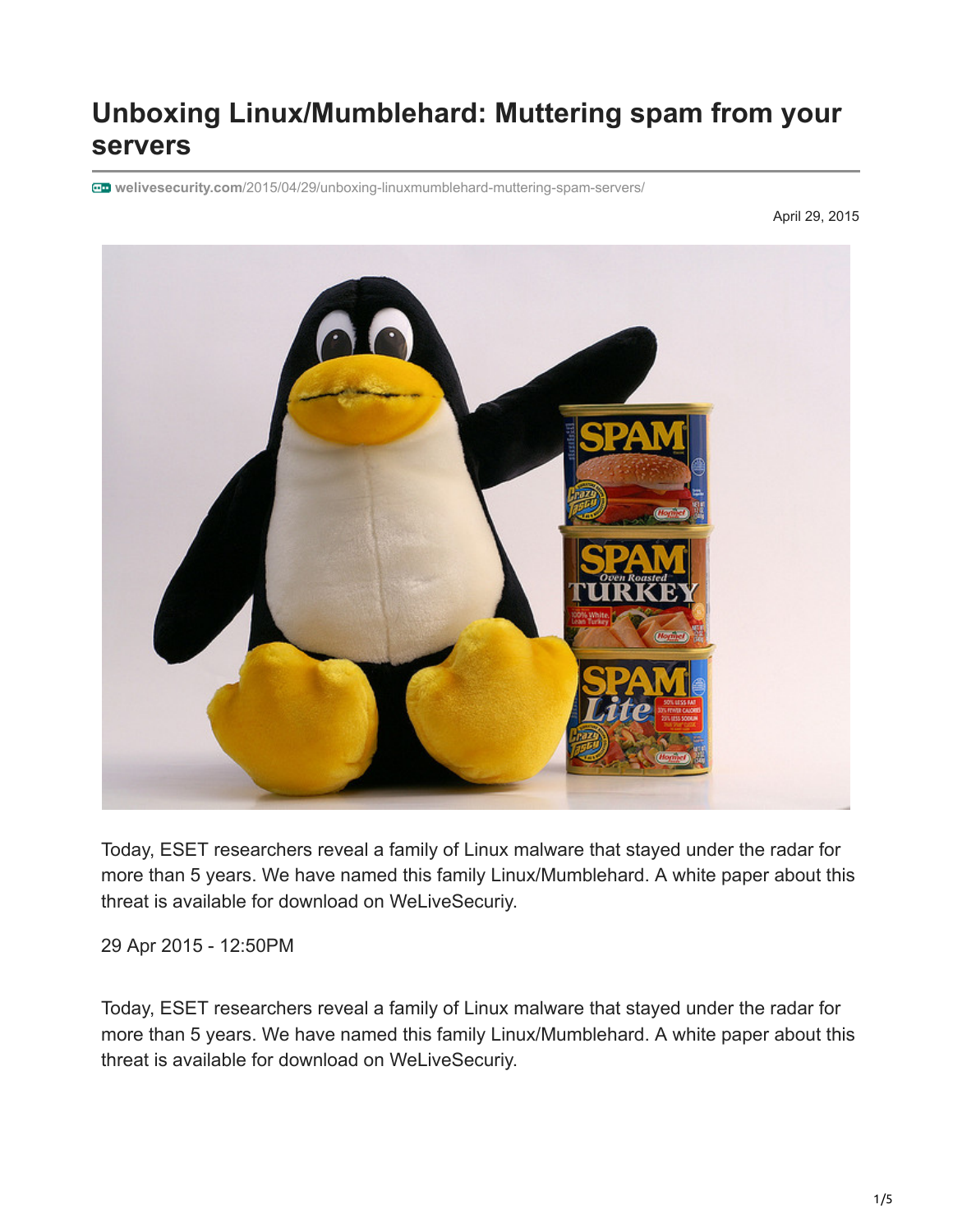# Unboxing Linux/Mumblehard: Muttering spam from your servers

welivesecurity.com/2015/04/29/unboxing-linuxmumblehard-muttering-spam-servers/

April 29, 2015

Today, ESET researchers reveal a family of Linux malware that stayed under the radar for more than 5 years. We have named this family Linux/Mumblehard. A white paper about this threat is available for download on WeLiveSecuriy.

29 Apr 2015 - 12:50PM

Today, ESET researchers reveal a family of Linux malware that stayed under the radar for more than 5 years. We have named this family Linux/Mumblehard. A white paper about this threat is available for download on WeLiveSecuriy.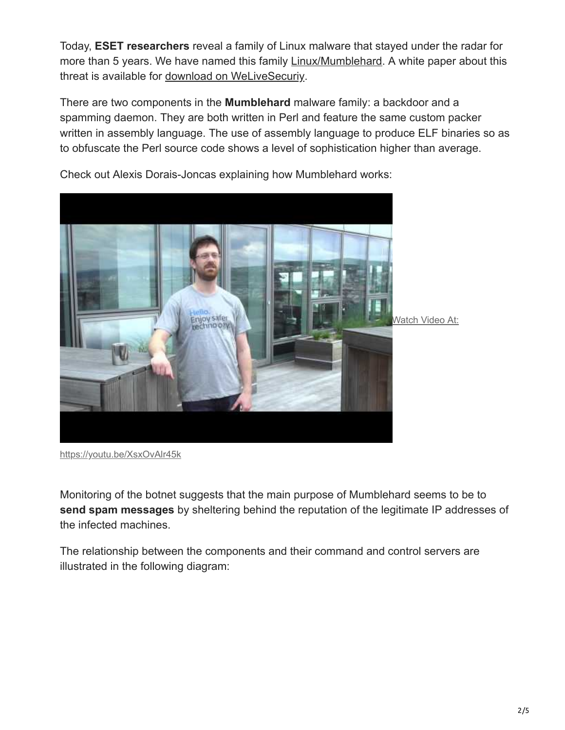Today, **ESET researchers** reveal a family of Linux malware that stayed under the radar for more than 5 years. We have named this family Linux/Mumblehard. A white paper about this threat is available for download on WeLiveSecuriy.

There are two components in the **Mumblehard** malware family: a backdoor and a spamming daemon. They are both written in Perl and feature the same custom packer written in assembly language. The use of assembly language to produce ELF binaries so as to obfuscate the Perl source code shows a level of sophistication higher than average.

Check out Alexis Dorais-Joncas explaining how Mumblehard works:

Watch Video At:

https://youtu.be/XsxOvAlr45k

Monitoring of the botnet suggests that the main purpose of Mumblehard seems to be to **send spam messages** by sheltering behind the reputation of the legitimate IP addresses of the infected machines.

The relationship between the components and their command and control servers are illustrated in the following diagram: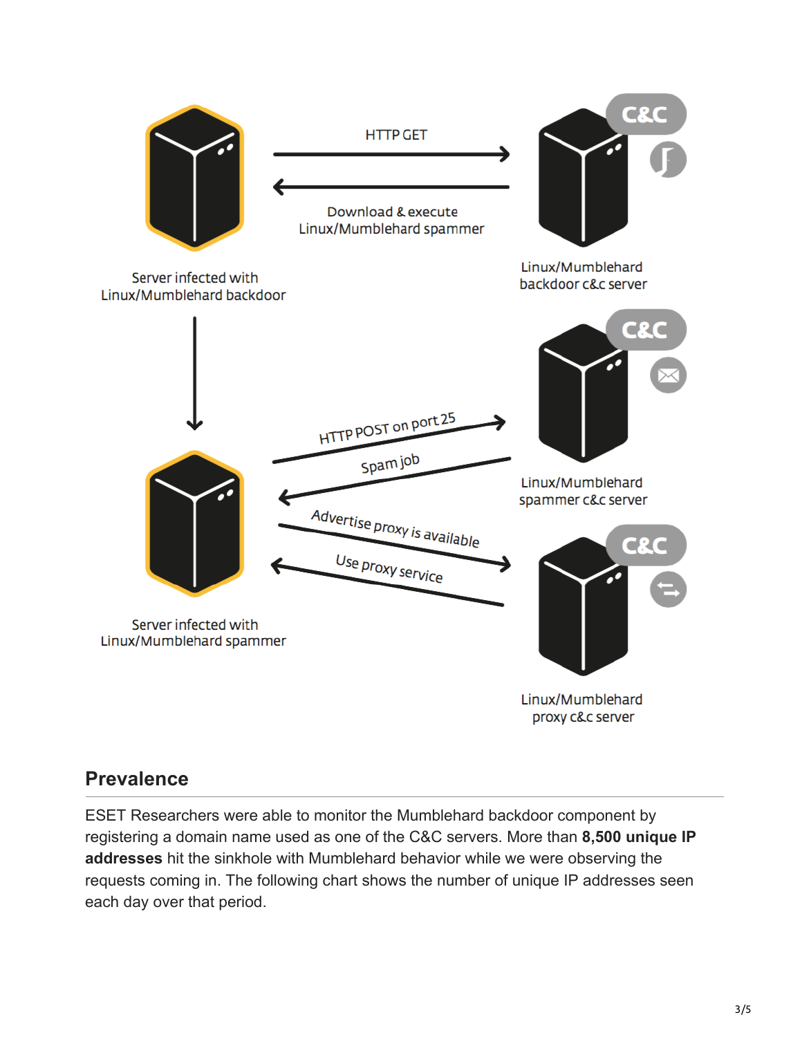## Prevalence

ESET Researchers were able to monitor the Mumblehard backdoor component by registering a domain name used as one of the C&C servers. More than **8,500 unique IP addresses** hit the sinkhole with Mumblehard behavior while we were observing the requests coming in. The following chart shows the number of unique IP addresses seen each day over that period.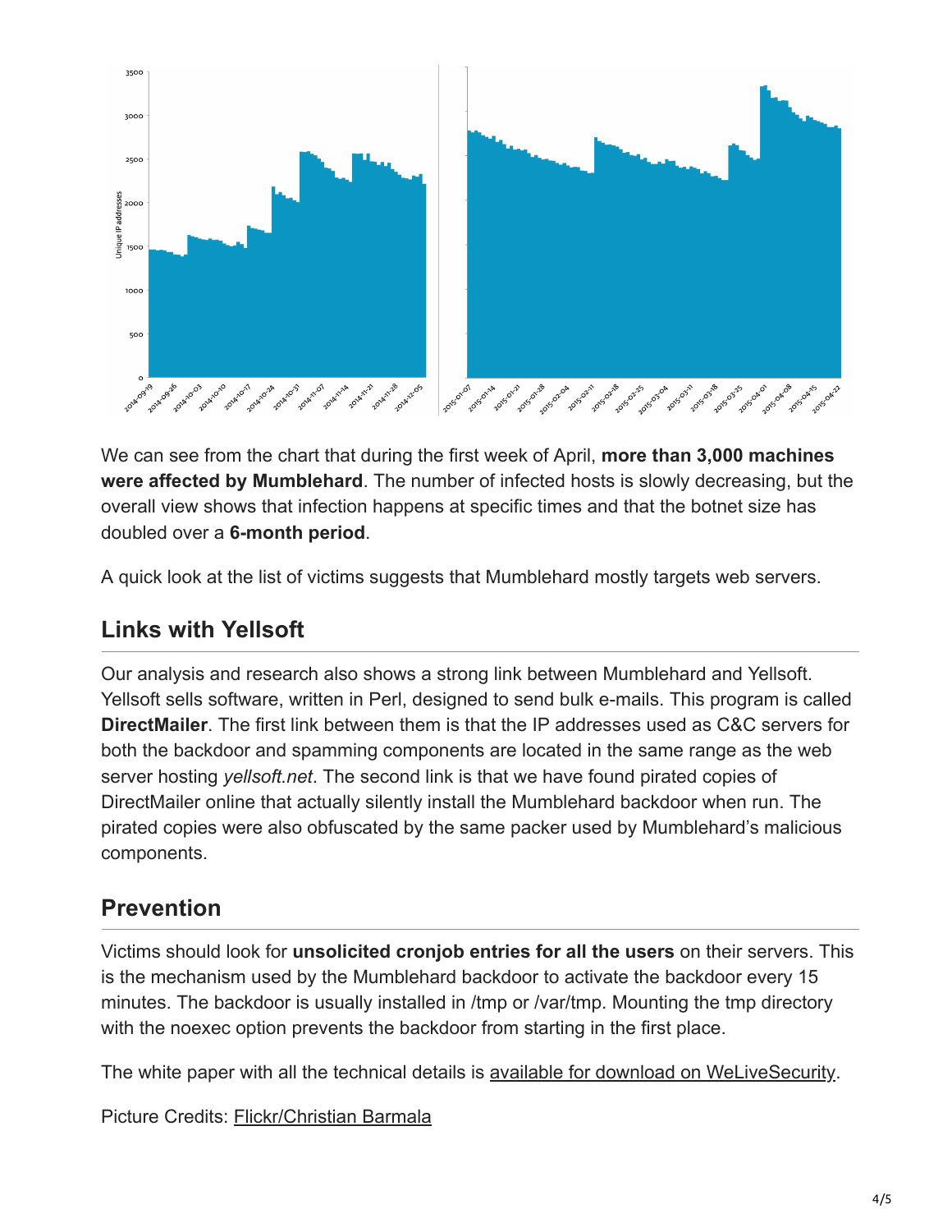We can see from the chart that during the first week of April, **more than 3,000 machines were affected by Mumblehard**. The number of infected hosts is slowly decreasing, but the overall view shows that infection happens at specific times and that the botnet size has doubled over a **6-month period**.

A quick look at the list of victims suggests that Mumblehard mostly targets web servers.

## Links with Yellsoft

Our analysis and research also shows a strong link between Mumblehard and Yellsoft. Yellsoft sells software, written in Perl, designed to send bulk e-mails. This program is called **DirectMailer**. The first link between them is that the IP addresses used as C&C servers for both the backdoor and spamming components are located in the same range as the web server hosting *yellsoft.net*. The second link is that we have found pirated copies of DirectMailer online that actually silently install the Mumblehard backdoor when run. The pirated copies were also obfuscated by the same packer used by Mumblehard's malicious components.

## Prevention

Victims should look for **unsolicited cronjob entries for all the users** on their servers. This is the mechanism used by the Mumblehard backdoor to activate the backdoor every 15 minutes. The backdoor is usually installed in /tmp or /var/tmp. Mounting the tmp directory with the noexec option prevents the backdoor from starting in the first place.

The white paper with all the technical details is available for download on WeLiveSecurity.

Picture Credits: Flickr/Christian Barmala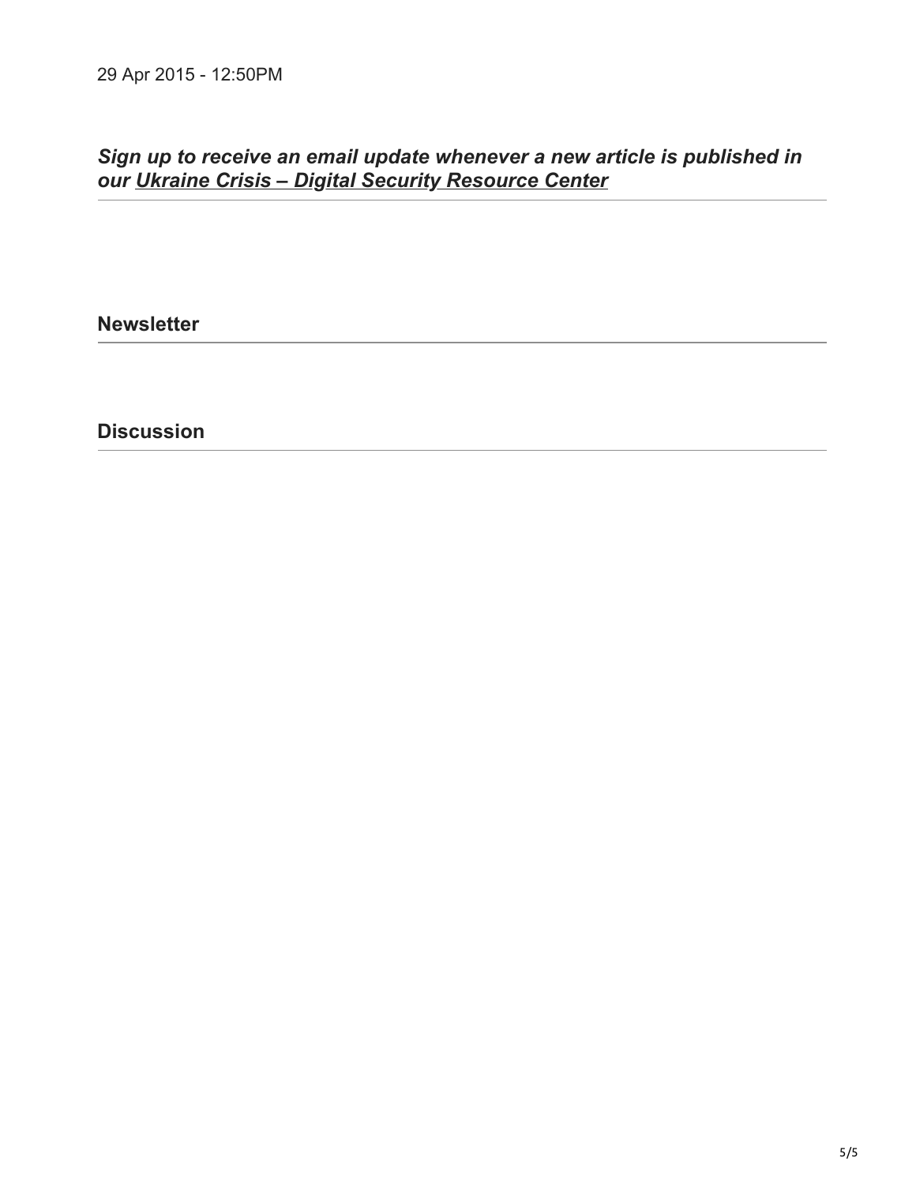29 Apr 2015 - 12:50PM

***Sign up to receive an email update whenever a new article is published in our [Ukraine Crisis – Digital Security Resource Center]()***

## Newsletter

## Discussion